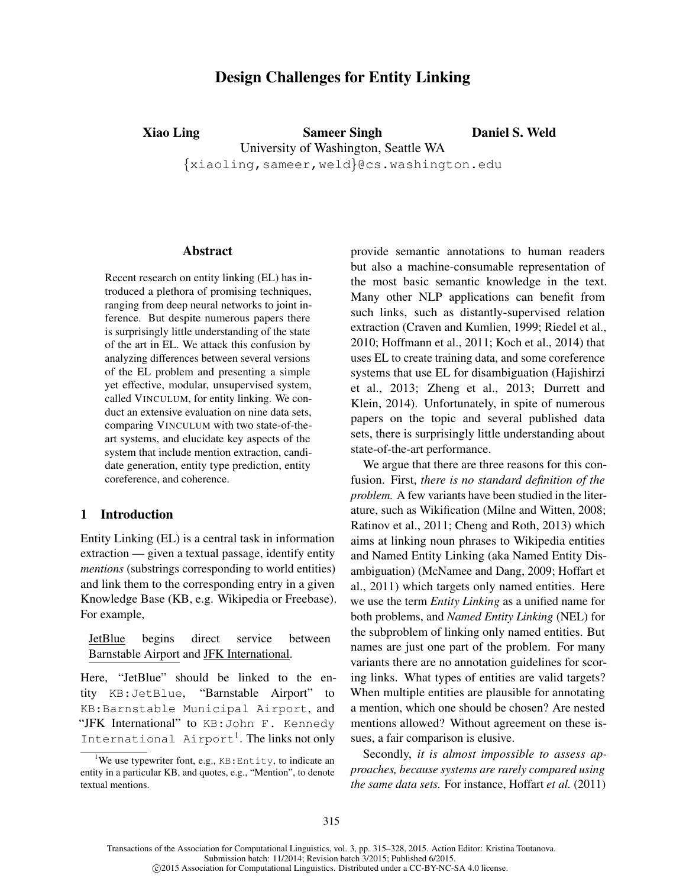# Design Challenges for Entity Linking

**Xiao Ling** **Sameer Singh** **Daniel S. Weld**

University of Washington, Seattle WA

{xiaoling,sameer,weld}@cs.washington.edu

## Abstract

Recent research on entity linking (EL) has introduced a plethora of promising techniques, ranging from deep neural networks to joint inference. But despite numerous papers there is surprisingly little understanding of the state of the art in EL. We attack this confusion by analyzing differences between several versions of the EL problem and presenting a simple yet effective, modular, unsupervised system, called VINCULUM, for entity linking. We conduct an extensive evaluation on nine data sets, comparing VINCULUM with two state-of-the-art systems, and elucidate key aspects of the system that include mention extraction, candidate generation, entity type prediction, entity coreference, and coherence.

## 1 Introduction

Entity Linking (EL) is a central task in information extraction — given a textual passage, identify entity *mentions* (substrings corresponding to world entities) and link them to the corresponding entry in a given Knowledge Base (KB, e.g. Wikipedia or Freebase). For example,

JetBlue begins direct service between Barnstable Airport and JFK International.

Here, "JetBlue" should be linked to the entity `KB:JetBlue`, "Barnstable Airport" to `KB:Barnstable Municipal Airport`, and "JFK International" to `KB:John F. Kennedy International Airport`[1]. The links not only provide semantic annotations to human readers but also a machine-consumable representation of the most basic semantic knowledge in the text. Many other NLP applications can benefit from such links, such as distantly-supervised relation extraction (Craven and Kumlien, 1999; Riedel et al., 2010; Hoffmann et al., 2011; Koch et al., 2014) that uses EL to create training data, and some coreference systems that use EL for disambiguation (Hajishirzi et al., 2013; Zheng et al., 2013; Durrett and Klein, 2014). Unfortunately, in spite of numerous papers on the topic and several published data sets, there is surprisingly little understanding about state-of-the-art performance.

We argue that there are three reasons for this confusion. First, *there is no standard definition of the problem.* A few variants have been studied in the literature, such as Wikification (Milne and Witten, 2008; Ratinov et al., 2011; Cheng and Roth, 2013) which aims at linking noun phrases to Wikipedia entities and Named Entity Linking (aka Named Entity Disambiguation) (McNamee and Dang, 2009; Hoffart et al., 2011) which targets only named entities. Here we use the term *Entity Linking* as a unified name for both problems, and *Named Entity Linking* (NEL) for the subproblem of linking only named entities. But names are just one part of the problem. For many variants there are no annotation guidelines for scoring links. What types of entities are valid targets? When multiple entities are plausible for annotating a mention, which one should be chosen? Are nested mentions allowed? Without agreement on these issues, a fair comparison is elusive.

Secondly, *it is almost impossible to assess approaches, because systems are rarely compared using the same data sets.* For instance, Hoffart *et al.* (2011)

[1] We use typewriter font, e.g., `KB:Entity`, to indicate an entity in a particular KB, and quotes, e.g., "Mention", to denote textual mentions.

Transactions of the Association for Computational Linguistics, vol. 3, pp. 315–328, 2015. Action Editor: Kristina Toutanova.
Submission batch: 11/2014; Revision batch 3/2015; Published 6/2015.
©2015 Association for Computational Linguistics. Distributed under a CC-BY-NC-SA 4.0 license.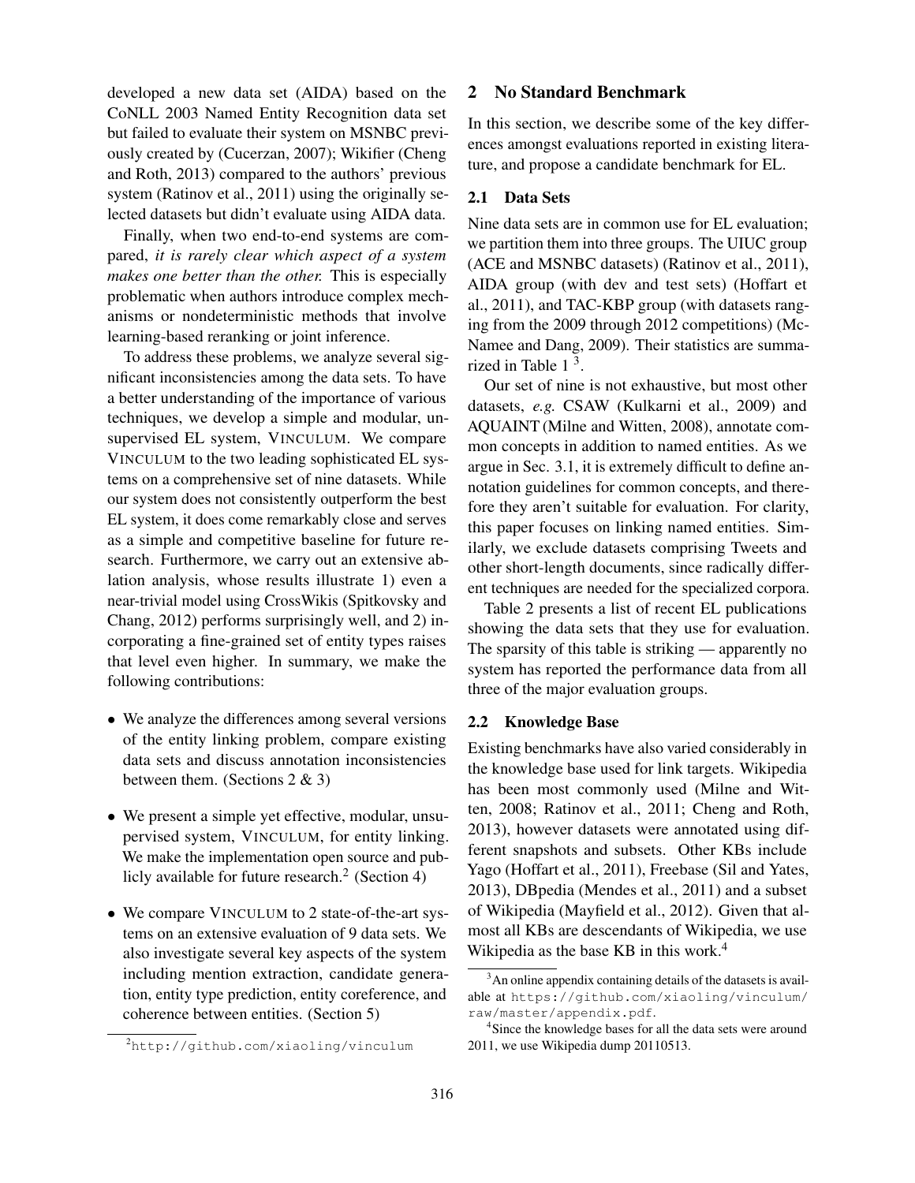developed a new data set (AIDA) based on the CoNLL 2003 Named Entity Recognition data set but failed to evaluate their system on MSNBC previously created by (Cucerzan, 2007); Wikifier (Cheng and Roth, 2013) compared to the authors' previous system (Ratinov et al., 2011) using the originally selected datasets but didn't evaluate using AIDA data.

Finally, when two end-to-end systems are compared, *it is rarely clear which aspect of a system makes one better than the other.* This is especially problematic when authors introduce complex mechanisms or nondeterministic methods that involve learning-based reranking or joint inference.

To address these problems, we analyze several significant inconsistencies among the data sets. To have a better understanding of the importance of various techniques, we develop a simple and modular, unsupervised EL system, VINCULUM. We compare VINCULUM to the two leading sophisticated EL systems on a comprehensive set of nine datasets. While our system does not consistently outperform the best EL system, it does come remarkably close and serves as a simple and competitive baseline for future research. Furthermore, we carry out an extensive ablation analysis, whose results illustrate 1) even a near-trivial model using CrossWikis (Spitkovsky and Chang, 2012) performs surprisingly well, and 2) incorporating a fine-grained set of entity types raises that level even higher. In summary, we make the following contributions:

- We analyze the differences among several versions of the entity linking problem, compare existing data sets and discuss annotation inconsistencies between them. (Sections 2 & 3)
- We present a simple yet effective, modular, unsupervised system, VINCULUM, for entity linking. We make the implementation open source and publicly available for future research.[2] (Section 4)
- We compare VINCULUM to 2 state-of-the-art systems on an extensive evaluation of 9 data sets. We also investigate several key aspects of the system including mention extraction, candidate generation, entity type prediction, entity coreference, and coherence between entities. (Section 5)

[2] http://github.com/xiaoling/vinculum

## 2 No Standard Benchmark

In this section, we describe some of the key differences amongst evaluations reported in existing literature, and propose a candidate benchmark for EL.

### 2.1 Data Sets

Nine data sets are in common use for EL evaluation; we partition them into three groups. The UIUC group (ACE and MSNBC datasets) (Ratinov et al., 2011), AIDA group (with dev and test sets) (Hoffart et al., 2011), and TAC-KBP group (with datasets ranging from the 2009 through 2012 competitions) (McNamee and Dang, 2009). Their statistics are summarized in Table 1 [3].

Our set of nine is not exhaustive, but most other datasets, *e.g.* CSAW (Kulkarni et al., 2009) and AQUAINT (Milne and Witten, 2008), annotate common concepts in addition to named entities. As we argue in Sec. 3.1, it is extremely difficult to define annotation guidelines for common concepts, and therefore they aren't suitable for evaluation. For clarity, this paper focuses on linking named entities. Similarly, we exclude datasets comprising Tweets and other short-length documents, since radically different techniques are needed for the specialized corpora.

Table 2 presents a list of recent EL publications showing the data sets that they use for evaluation. The sparsity of this table is striking — apparently no system has reported the performance data from all three of the major evaluation groups.

### 2.2 Knowledge Base

Existing benchmarks have also varied considerably in the knowledge base used for link targets. Wikipedia has been most commonly used (Milne and Witten, 2008; Ratinov et al., 2011; Cheng and Roth, 2013), however datasets were annotated using different snapshots and subsets. Other KBs include Yago (Hoffart et al., 2011), Freebase (Sil and Yates, 2013), DBpedia (Mendes et al., 2011) and a subset of Wikipedia (Mayfield et al., 2012). Given that almost all KBs are descendants of Wikipedia, we use Wikipedia as the base KB in this work.[4]

[3] An online appendix containing details of the datasets is available at https://github.com/xiaoling/vinculum/raw/master/appendix.pdf.

[4] Since the knowledge bases for all the data sets were around 2011, we use Wikipedia dump 20110513.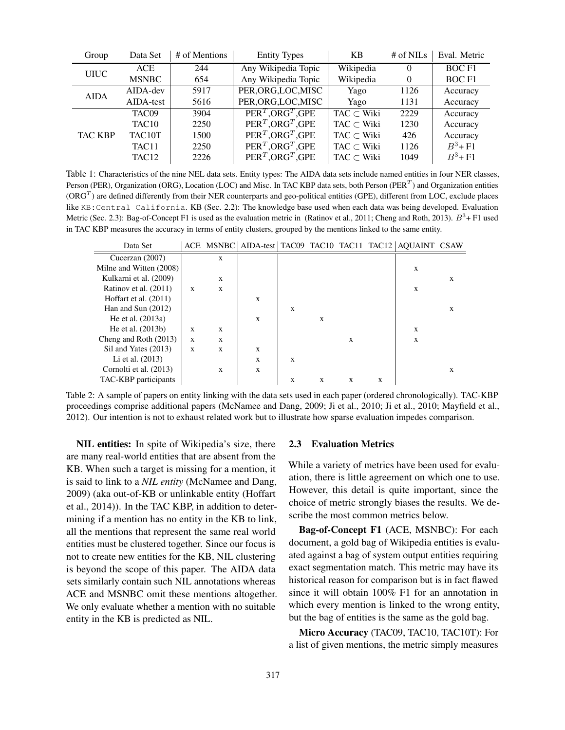| Group | Data Set | # of Mentions | Entity Types | KB | # of NILs | Eval. Metric |
|---|---|---|---|---|---|---|
| UIUC | ACE | 244 | Any Wikipedia Topic | Wikipedia | 0 | BOC F1 |
| | MSNBC | 654 | Any Wikipedia Topic | Wikipedia | 0 | BOC F1 |
| AIDA | AIDA-dev | 5917 | PER,ORG,LOC,MISC | Yago | 1126 | Accuracy |
| | AIDA-test | 5616 | PER,ORG,LOC,MISC | Yago | 1131 | Accuracy |
| TAC KBP | TAC09 | 3904 | $\text{PER}^T$,$\text{ORG}^T$,GPE | TAC $\subset$ Wiki | 2229 | Accuracy |
| | TAC10 | 2250 | $\text{PER}^T$,$\text{ORG}^T$,GPE | TAC $\subset$ Wiki | 1230 | Accuracy |
| | TAC10T | 1500 | $\text{PER}^T$,$\text{ORG}^T$,GPE | TAC $\subset$ Wiki | 426 | Accuracy |
| | TAC11 | 2250 | $\text{PER}^T$,$\text{ORG}^T$,GPE | TAC $\subset$ Wiki | 1126 | $B^3$+ F1 |
| | TAC12 | 2226 | $\text{PER}^T$,$\text{ORG}^T$,GPE | TAC $\subset$ Wiki | 1049 | $B^3$+ F1 |

Table 1: Characteristics of the nine NEL data sets. Entity types: The AIDA data sets include named entities in four NER classes, Person (PER), Organization (ORG), Location (LOC) and Misc. In TAC KBP data sets, both Person ($\text{PER}^T$) and Organization entities ($\text{ORG}^T$) are defined differently from their NER counterparts and geo-political entities (GPE), different from LOC, exclude places like `KB:Central California`. KB (Sec. 2.2): The knowledge base used when each data was being developed. Evaluation Metric (Sec. 2.3): Bag-of-Concept F1 is used as the evaluation metric in (Ratinov et al., 2011; Cheng and Roth, 2013). $B^3$+ F1 used in TAC KBP measures the accuracy in terms of entity clusters, grouped by the mentions linked to the same entity.

| Data Set | ACE | MSNBC | AIDA-test | TAC09 | TAC10 | TAC11 | TAC12 | AQUAINT | CSAW |
|---|---|---|---|---|---|---|---|---|---|
| Cucerzan (2007) | | x | | | | | | | |
| Milne and Witten (2008) | | | | | | | | x | |
| Kulkarni et al. (2009) | | x | | | | | | | x |
| Ratinov et al. (2011) | x | x | | | | | | x | |
| Hoffart et al. (2011) | | | x | | | | | | |
| Han and Sun (2012) | | | | x | | | | | x |
| He et al. (2013a) | | | x | | x | | | | |
| He et al. (2013b) | x | x | | | | | | x | |
| Cheng and Roth (2013) | x | x | | | | x | | x | |
| Sil and Yates (2013) | x | x | x | | | | | | |
| Li et al. (2013) | | | x | x | | | | | |
| Cornolti et al. (2013) | | x | x | | | | | | x |
| TAC-KBP participants | | | | x | x | x | x | | |

Table 2: A sample of papers on entity linking with the data sets used in each paper (ordered chronologically). TAC-KBP proceedings comprise additional papers (McNamee and Dang, 2009; Ji et al., 2010; Ji et al., 2010; Mayfield et al., 2012). Our intention is not to exhaust related work but to illustrate how sparse evaluation impedes comparison.

**NIL entities:** In spite of Wikipedia's size, there are many real-world entities that are absent from the KB. When such a target is missing for a mention, it is said to link to a *NIL entity* (McNamee and Dang, 2009) (aka out-of-KB or unlinkable entity (Hoffart et al., 2014)). In the TAC KBP, in addition to determining if a mention has no entity in the KB to link, all the mentions that represent the same real world entities must be clustered together. Since our focus is not to create new entities for the KB, NIL clustering is beyond the scope of this paper. The AIDA data sets similarly contain such NIL annotations whereas ACE and MSNBC omit these mentions altogether. We only evaluate whether a mention with no suitable entity in the KB is predicted as NIL.

### 2.3 Evaluation Metrics

While a variety of metrics have been used for evaluation, there is little agreement on which one to use. However, this detail is quite important, since the choice of metric strongly biases the results. We describe the most common metrics below.

**Bag-of-Concept F1** (ACE, MSNBC): For each document, a gold bag of Wikipedia entities is evaluated against a bag of system output entities requiring exact segmentation match. This metric may have its historical reason for comparison but is in fact flawed since it will obtain 100% F1 for an annotation in which every mention is linked to the wrong entity, but the bag of entities is the same as the gold bag.

**Micro Accuracy** (TAC09, TAC10, TAC10T): For a list of given mentions, the metric simply measures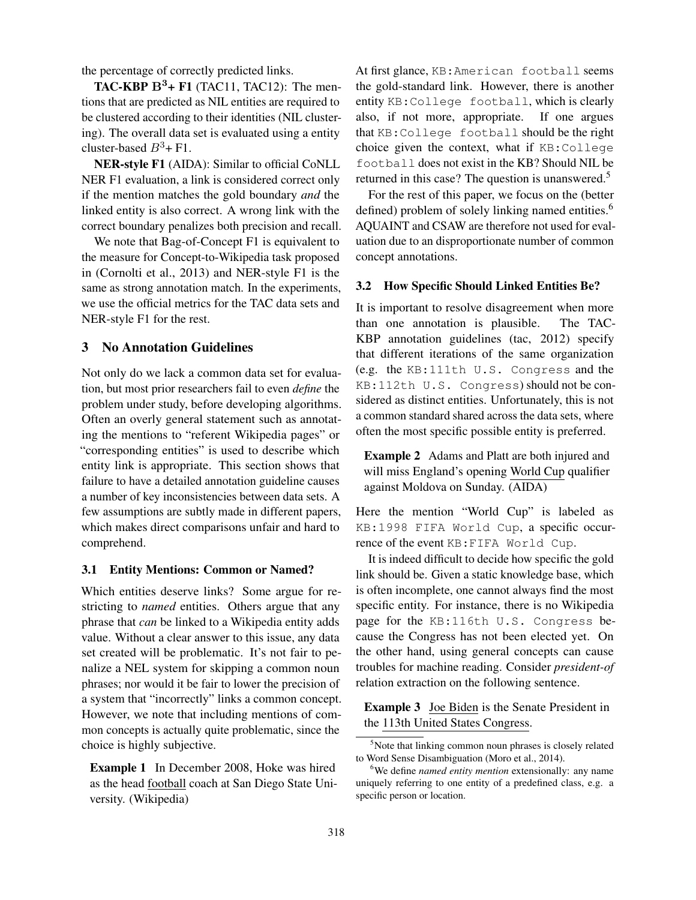the percentage of correctly predicted links.

**TAC-KBP $B^3$+ F1** (TAC11, TAC12): The mentions that are predicted as NIL entities are required to be clustered according to their identities (NIL clustering). The overall data set is evaluated using a entity cluster-based $B^3$+ F1.

**NER-style F1** (AIDA): Similar to official CoNLL NER F1 evaluation, a link is considered correct only if the mention matches the gold boundary *and* the linked entity is also correct. A wrong link with the correct boundary penalizes both precision and recall.

We note that Bag-of-Concept F1 is equivalent to the measure for Concept-to-Wikipedia task proposed in (Cornolti et al., 2013) and NER-style F1 is the same as strong annotation match. In the experiments, we use the official metrics for the TAC data sets and NER-style F1 for the rest.

## 3 No Annotation Guidelines

Not only do we lack a common data set for evaluation, but most prior researchers fail to even *define* the problem under study, before developing algorithms. Often an overly general statement such as annotating the mentions to "referent Wikipedia pages" or "corresponding entities" is used to describe which entity link is appropriate. This section shows that failure to have a detailed annotation guideline causes a number of key inconsistencies between data sets. A few assumptions are subtly made in different papers, which makes direct comparisons unfair and hard to comprehend.

### 3.1 Entity Mentions: Common or Named?

Which entities deserve links? Some argue for restricting to *named* entities. Others argue that any phrase that *can* be linked to a Wikipedia entity adds value. Without a clear answer to this issue, any data set created will be problematic. It's not fair to penalize a NEL system for skipping a common noun phrases; nor would it be fair to lower the precision of a system that "incorrectly" links a common concept. However, we note that including mentions of common concepts is actually quite problematic, since the choice is highly subjective.

**Example 1** In December 2008, Hoke was hired as the head football coach at San Diego State University. (Wikipedia)

At first glance, `KB:American football` seems the gold-standard link. However, there is another entity `KB:College football`, which is clearly also, if not more, appropriate. If one argues that `KB:College football` should be the right choice given the context, what if `KB:College football` does not exist in the KB? Should NIL be returned in this case? The question is unanswered.[5]

For the rest of this paper, we focus on the (better defined) problem of solely linking named entities.[6] AQUAINT and CSAW are therefore not used for evaluation due to an disproportionate number of common concept annotations.

### 3.2 How Specific Should Linked Entities Be?

It is important to resolve disagreement when more than one annotation is plausible. The TAC-KBP annotation guidelines (tac, 2012) specify that different iterations of the same organization (e.g. the `KB:111th U.S. Congress` and the `KB:112th U.S. Congress`) should not be considered as distinct entities. Unfortunately, this is not a common standard shared across the data sets, where often the most specific possible entity is preferred.

**Example 2** Adams and Platt are both injured and will miss England's opening World Cup qualifier against Moldova on Sunday. (AIDA)

Here the mention "World Cup" is labeled as `KB:1998 FIFA World Cup`, a specific occurrence of the event `KB:FIFA World Cup`.

It is indeed difficult to decide how specific the gold link should be. Given a static knowledge base, which is often incomplete, one cannot always find the most specific entity. For instance, there is no Wikipedia page for the `KB:116th U.S. Congress` because the Congress has not been elected yet. On the other hand, using general concepts can cause troubles for machine reading. Consider *president-of* relation extraction on the following sentence.

**Example 3** Joe Biden is the Senate President in the 113th United States Congress.

[5] Note that linking common noun phrases is closely related to Word Sense Disambiguation (Moro et al., 2014).

[6] We define *named entity mention* extensionally: any name uniquely referring to one entity of a predefined class, e.g. a specific person or location.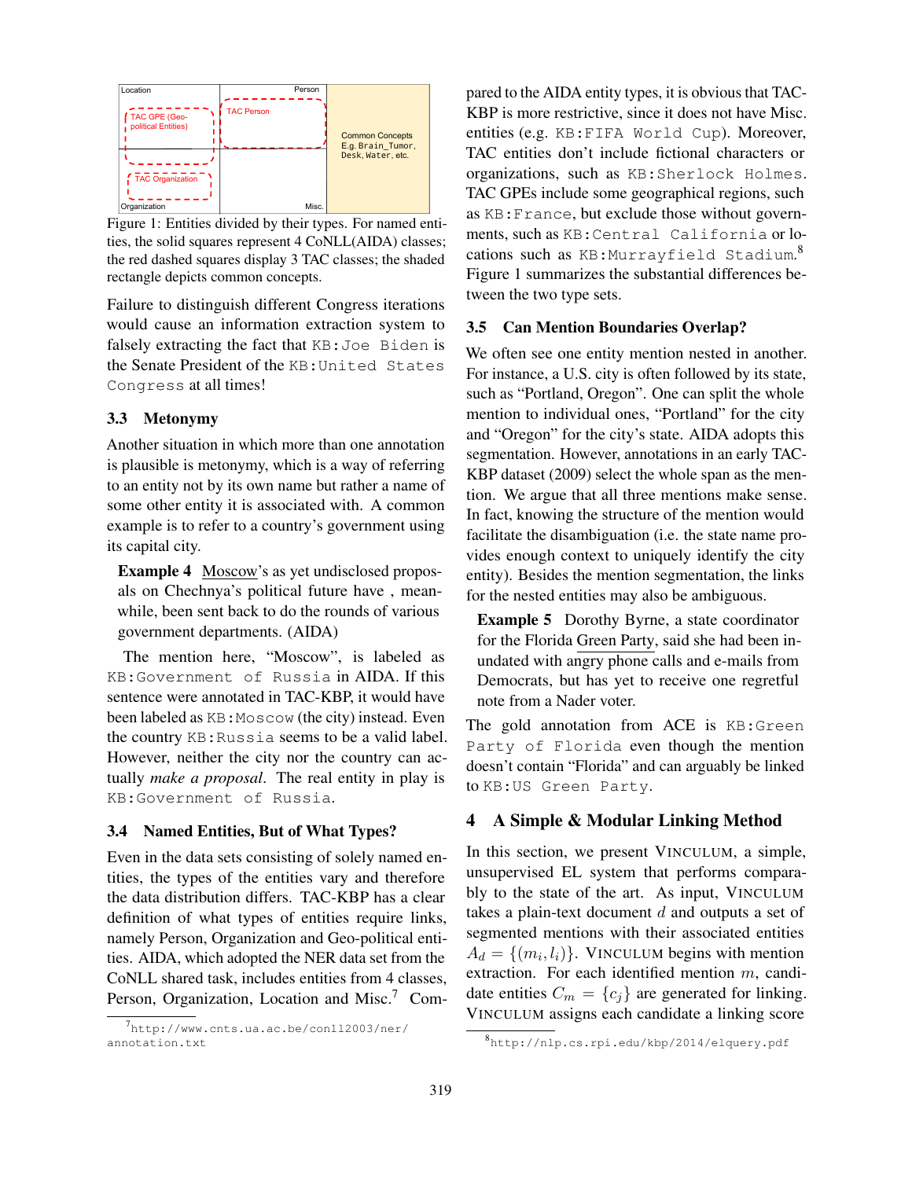Figure 1: Entities divided by their types. For named entities, the solid squares represent 4 CoNLL(AIDA) classes; the red dashed squares display 3 TAC classes; the shaded rectangle depicts common concepts.

Failure to distinguish different Congress iterations would cause an information extraction system to falsely extracting the fact that `KB:Joe Biden` is the Senate President of the `KB:United States Congress` at all times!

### 3.3 Metonymy

Another situation in which more than one annotation is plausible is metonymy, which is a way of referring to an entity not by its own name but rather a name of some other entity it is associated with. A common example is to refer to a country's government using its capital city.

> **Example 4** Moscow's as yet undisclosed proposals on Chechnya's political future have , meanwhile, been sent back to do the rounds of various government departments. (AIDA)

The mention here, "Moscow", is labeled as `KB:Government of Russia` in AIDA. If this sentence were annotated in TAC-KBP, it would have been labeled as `KB:Moscow` (the city) instead. Even the country `KB:Russia` seems to be a valid label. However, neither the city nor the country can actually *make a proposal*. The real entity in play is `KB:Government of Russia`.

### 3.4 Named Entities, But of What Types?

Even in the data sets consisting of solely named entities, the types of the entities vary and therefore the data distribution differs. TAC-KBP has a clear definition of what types of entities require links, namely Person, Organization and Geo-political entities. AIDA, which adopted the NER data set from the CoNLL shared task, includes entities from 4 classes, Person, Organization, Location and Misc.[7] Compared to the AIDA entity types, it is obvious that TAC-KBP is more restrictive, since it does not have Misc. entities (e.g. `KB:FIFA World Cup`). Moreover, TAC entities don't include fictional characters or organizations, such as `KB:Sherlock Holmes`. TAC GPEs include some geographical regions, such as `KB:France`, but exclude those without governments, such as `KB:Central California` or locations such as `KB:Murrayfield Stadium`.[8] Figure 1 summarizes the substantial differences between the two type sets.

### 3.5 Can Mention Boundaries Overlap?

We often see one entity mention nested in another. For instance, a U.S. city is often followed by its state, such as "Portland, Oregon". One can split the whole mention to individual ones, "Portland" for the city and "Oregon" for the city's state. AIDA adopts this segmentation. However, annotations in an early TAC-KBP dataset (2009) select the whole span as the mention. We argue that all three mentions make sense. In fact, knowing the structure of the mention would facilitate the disambiguation (i.e. the state name provides enough context to uniquely identify the city entity). Besides the mention segmentation, the links for the nested entities may also be ambiguous.

> **Example 5** Dorothy Byrne, a state coordinator for the Florida Green Party, said she had been inundated with angry phone calls and e-mails from Democrats, but has yet to receive one regretful note from a Nader voter.

The gold annotation from ACE is `KB:Green Party of Florida` even though the mention doesn't contain "Florida" and can arguably be linked to `KB:US Green Party`.

## 4 A Simple & Modular Linking Method

In this section, we present VINCULUM, a simple, unsupervised EL system that performs comparably to the state of the art. As input, VINCULUM takes a plain-text document $d$ and outputs a set of segmented mentions with their associated entities $A_d = \{(m_i, l_i)\}$. VINCULUM begins with mention extraction. For each identified mention $m$, candidate entities $C_m = \{c_j\}$ are generated for linking. VINCULUM assigns each candidate a linking score

[7] http://www.cnts.ua.ac.be/conll2003/ner/annotation.txt

[8] http://nlp.cs.rpi.edu/kbp/2014/elquery.pdf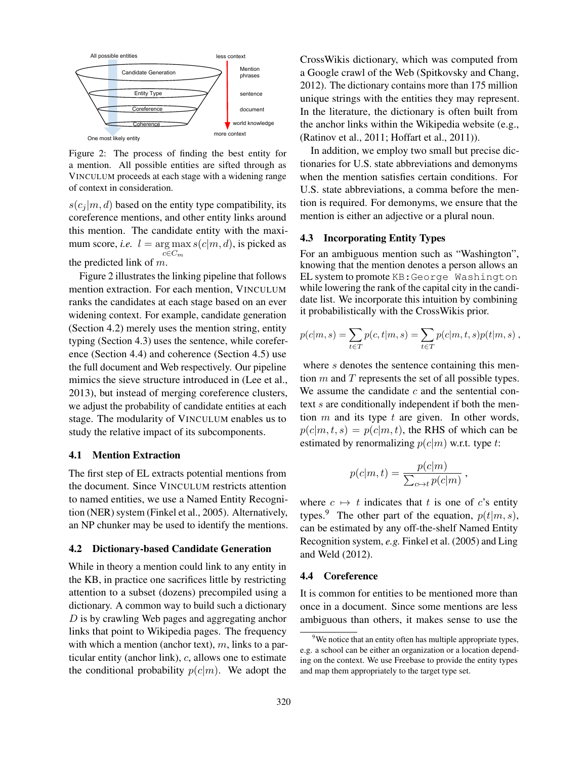Figure 2: The process of finding the best entity for a mention. All possible entities are sifted through as VINCULUM proceeds at each stage with a widening range of context in consideration.

$s(c_j|m,d)$ based on the entity type compatibility, its coreference mentions, and other entity links around this mention. The candidate entity with the maximum score, *i.e.* $l = \arg\max_{c \in C_m} s(c|m,d)$, is picked as the predicted link of $m$.

Figure 2 illustrates the linking pipeline that follows mention extraction. For each mention, VINCULUM ranks the candidates at each stage based on an ever widening context. For example, candidate generation (Section 4.2) merely uses the mention string, entity typing (Section 4.3) uses the sentence, while coreference (Section 4.4) and coherence (Section 4.5) use the full document and Web respectively. Our pipeline mimics the sieve structure introduced in (Lee et al., 2013), but instead of merging coreference clusters, we adjust the probability of candidate entities at each stage. The modularity of VINCULUM enables us to study the relative impact of its subcomponents.

### 4.1 Mention Extraction

The first step of EL extracts potential mentions from the document. Since VINCULUM restricts attention to named entities, we use a Named Entity Recognition (NER) system (Finkel et al., 2005). Alternatively, an NP chunker may be used to identify the mentions.

### 4.2 Dictionary-based Candidate Generation

While in theory a mention could link to any entity in the KB, in practice one sacrifices little by restricting attention to a subset (dozens) precompiled using a dictionary. A common way to build such a dictionary $D$ is by crawling Web pages and aggregating anchor links that point to Wikipedia pages. The frequency with which a mention (anchor text), $m$, links to a particular entity (anchor link), $c$, allows one to estimate the conditional probability $p(c|m)$. We adopt the CrossWikis dictionary, which was computed from a Google crawl of the Web (Spitkovsky and Chang, 2012). The dictionary contains more than 175 million unique strings with the entities they may represent. In the literature, the dictionary is often built from the anchor links within the Wikipedia website (e.g., (Ratinov et al., 2011; Hoffart et al., 2011)).

In addition, we employ two small but precise dictionaries for U.S. state abbreviations and demonyms when the mention satisfies certain conditions. For U.S. state abbreviations, a comma before the mention is required. For demonyms, we ensure that the mention is either an adjective or a plural noun.

### 4.3 Incorporating Entity Types

For an ambiguous mention such as "Washington", knowing that the mention denotes a person allows an EL system to promote `KB:George Washington` while lowering the rank of the capital city in the candidate list. We incorporate this intuition by combining it probabilistically with the CrossWikis prior.

$$p(c|m,s) = \sum_{t \in T} p(c,t|m,s) = \sum_{t \in T} p(c|m,t,s)p(t|m,s) \ ,$$

where $s$ denotes the sentence containing this mention $m$ and $T$ represents the set of all possible types. We assume the candidate $c$ and the sentential context $s$ are conditionally independent if both the mention $m$ and its type $t$ are given. In other words, $p(c|m,t,s) = p(c|m,t)$, the RHS of which can be estimated by renormalizing $p(c|m)$ w.r.t. type $t$:

$$p(c|m,t) = \frac{p(c|m)}{\sum_{c \mapsto t} p(c|m)} \ ,$$

where $c \mapsto t$ indicates that $t$ is one of $c$'s entity types.[9] The other part of the equation, $p(t|m,s)$, can be estimated by any off-the-shelf Named Entity Recognition system, *e.g.* Finkel et al. (2005) and Ling and Weld (2012).

### 4.4 Coreference

It is common for entities to be mentioned more than once in a document. Since some mentions are less ambiguous than others, it makes sense to use the

[9] We notice that an entity often has multiple appropriate types, e.g. a school can be either an organization or a location depending on the context. We use Freebase to provide the entity types and map them appropriately to the target type set.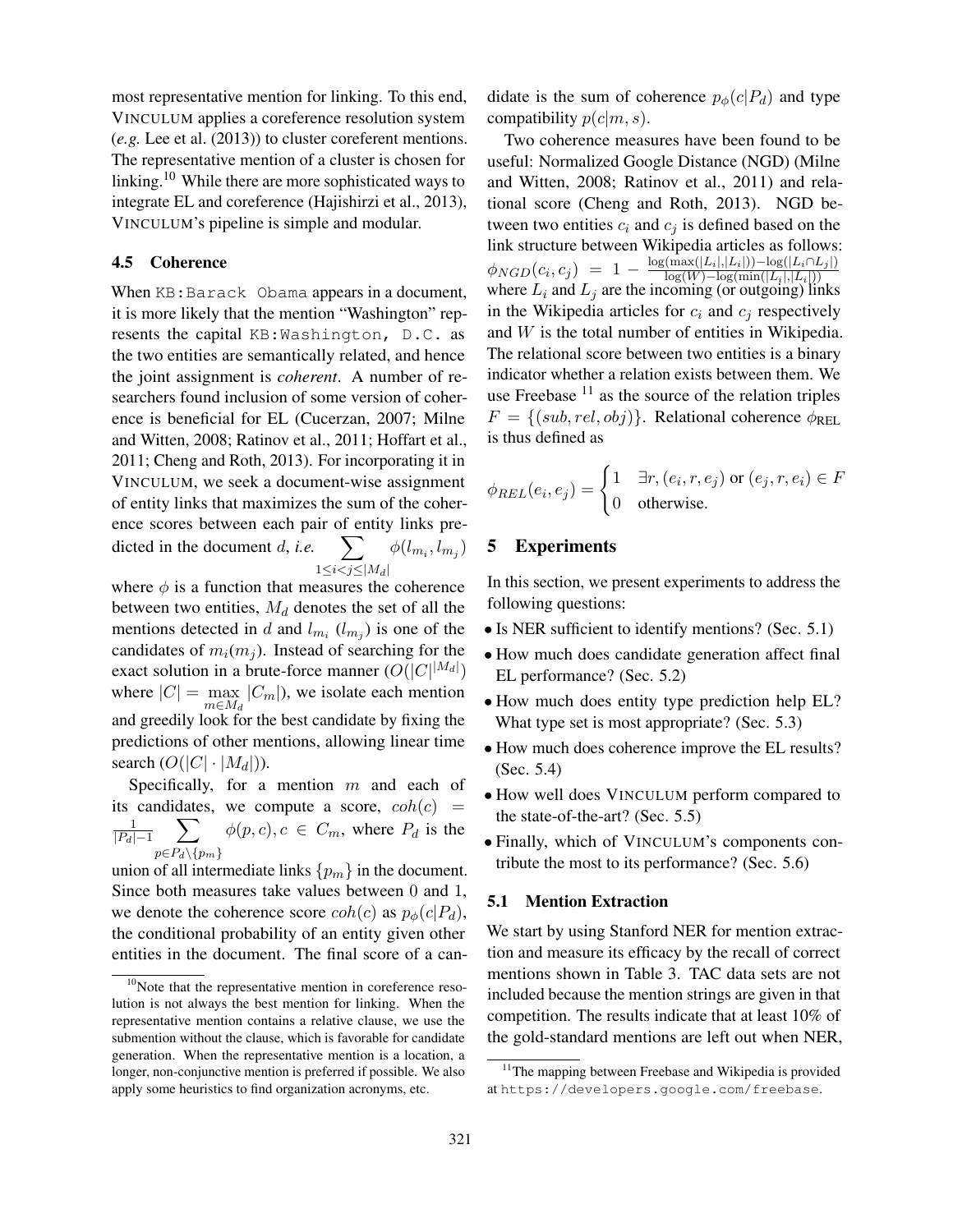most representative mention for linking. To this end, VINCULUM applies a coreference resolution system (*e.g.* Lee et al. (2013)) to cluster coreferent mentions. The representative mention of a cluster is chosen for linking.[10] While there are more sophisticated ways to integrate EL and coreference (Hajishirzi et al., 2013), VINCULUM's pipeline is simple and modular.

### 4.5 Coherence

When `KB:Barack Obama` appears in a document, it is more likely that the mention "Washington" represents the capital `KB:Washington, D.C.` as the two entities are semantically related, and hence the joint assignment is *coherent*. A number of researchers found inclusion of some version of coherence is beneficial for EL (Cucerzan, 2007; Milne and Witten, 2008; Ratinov et al., 2011; Hoffart et al., 2011; Cheng and Roth, 2013). For incorporating it in VINCULUM, we seek a document-wise assignment of entity links that maximizes the sum of the coherence scores between each pair of entity links predicted in the document $d$, *i.e.* $\sum_{1 \leq i < j \leq |M_d|} \phi(l_{m_i}, l_{m_j})$ where $\phi$ is a function that measures the coherence between two entities, $M_d$ denotes the set of all the mentions detected in $d$ and $l_{m_i}$ ($l_{m_j}$) is one of the candidates of $m_i(m_j)$. Instead of searching for the exact solution in a brute-force manner ($O(|C|^{|M_d|})$ where $|C| = \max_{m \in M_d} |C_m|$), we isolate each mention and greedily look for the best candidate by fixing the predictions of other mentions, allowing linear time search ($O(|C| \cdot |M_d|)$).

Specifically, for a mention $m$ and each of its candidates, we compute a score, $coh(c) = \frac{1}{|P_d|-1} \sum_{p \in P_d \setminus \{p_m\}} \phi(p, c), c \in C_m$, where $P_d$ is the union of all intermediate links $\{p_m\}$ in the document. Since both measures take values between 0 and 1, we denote the coherence score $coh(c)$ as $p_\phi(c|P_d)$, the conditional probability of an entity given other entities in the document. The final score of a candidate is the sum of coherence $p_\phi(c|P_d)$ and type compatibility $p(c|m, s)$.

Two coherence measures have been found to be useful: Normalized Google Distance (NGD) (Milne and Witten, 2008; Ratinov et al., 2011) and relational score (Cheng and Roth, 2013). NGD between two entities $c_i$ and $c_j$ is defined based on the link structure between Wikipedia articles as follows: $\phi_{NGD}(c_i, c_j) = 1 - \frac{\log(\max(|L_i|, |L_i|)) - \log(|L_i \cap L_j|)}{\log(W) - \log(\min(|L_i|, |L_i|))}$ where $L_i$ and $L_j$ are the incoming (or outgoing) links in the Wikipedia articles for $c_i$ and $c_j$ respectively and $W$ is the total number of entities in Wikipedia. The relational score between two entities is a binary indicator whether a relation exists between them. We use Freebase[11] as the source of the relation triples $F = \{(sub, rel, obj)\}$. Relational coherence $\phi_{\text{REL}}$ is thus defined as

$$\phi_{REL}(e_i, e_j) = \begin{cases} 1 & \exists r, (e_i, r, e_j) \text{ or } (e_j, r, e_i) \in F \\ 0 & \text{otherwise.} \end{cases}$$

## 5 Experiments

In this section, we present experiments to address the following questions:

- Is NER sufficient to identify mentions? (Sec. 5.1)
- How much does candidate generation affect final EL performance? (Sec. 5.2)
- How much does entity type prediction help EL? What type set is most appropriate? (Sec. 5.3)
- How much does coherence improve the EL results? (Sec. 5.4)
- How well does VINCULUM perform compared to the state-of-the-art? (Sec. 5.5)
- Finally, which of VINCULUM's components contribute the most to its performance? (Sec. 5.6)

### 5.1 Mention Extraction

We start by using Stanford NER for mention extraction and measure its efficacy by the recall of correct mentions shown in Table 3. TAC data sets are not included because the mention strings are given in that competition. The results indicate that at least 10% of the gold-standard mentions are left out when NER,

---

[10] Note that the representative mention in coreference resolution is not always the best mention for linking. When the representative mention contains a relative clause, we use the submention without the clause, which is favorable for candidate generation. When the representative mention is a location, a longer, non-conjunctive mention is preferred if possible. We also apply some heuristics to find organization acronyms, etc.

[11] The mapping between Freebase and Wikipedia is provided at `https://developers.google.com/freebase`.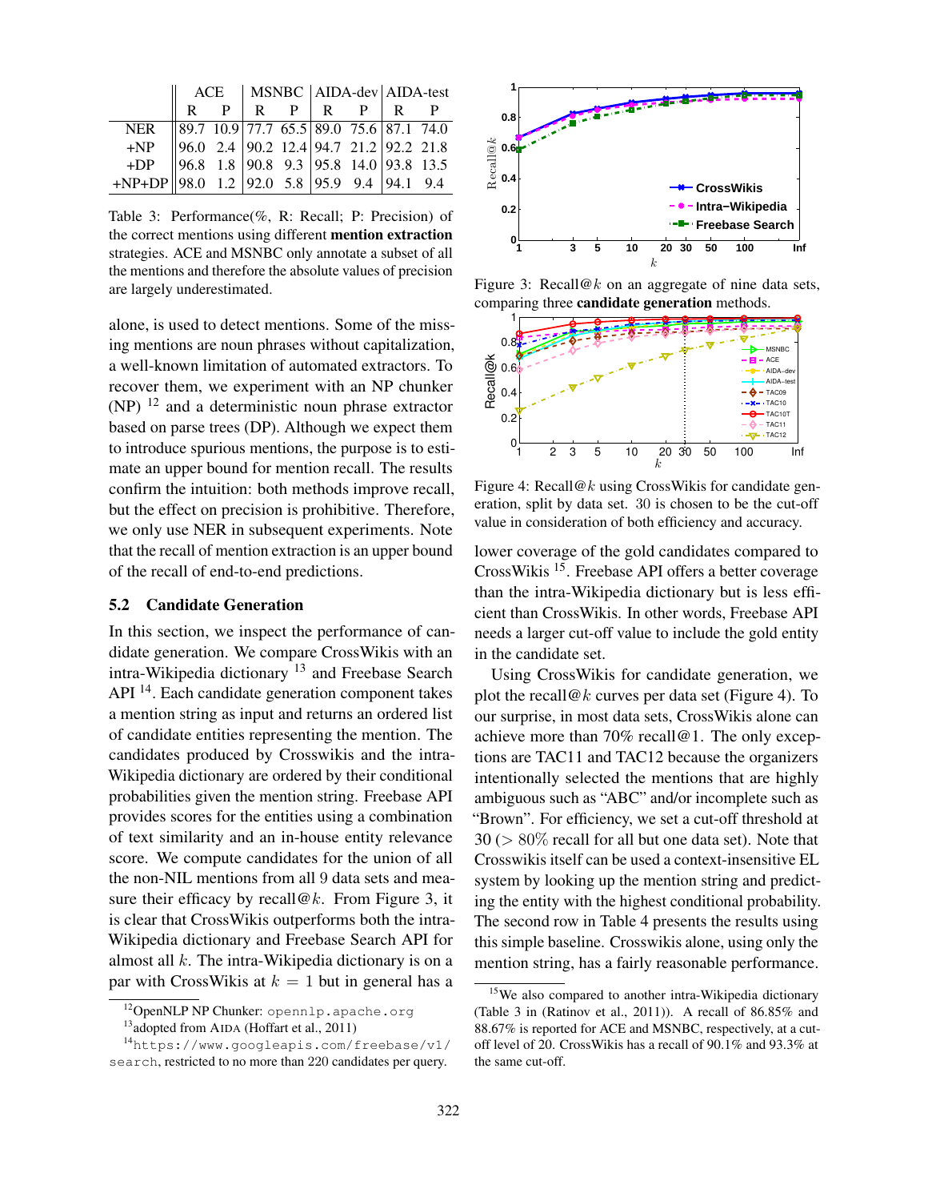| | ACE | | MSNBC | | AIDA-dev | | AIDA-test | |
|---|---|---|---|---|---|---|---|---|
| | R | P | R | P | R | P | R | P |
| NER | 89.7 | 10.9 | 77.7 | 65.5 | 89.0 | 75.6 | 87.1 | 74.0 |
| +NP | 96.0 | 2.4 | 90.2 | 12.4 | 94.7 | 21.2 | 92.2 | 21.8 |
| +DP | 96.8 | 1.8 | 90.8 | 9.3 | 95.8 | 14.0 | 93.8 | 13.5 |
| +NP+DP | 98.0 | 1.2 | 92.0 | 5.8 | 95.9 | 9.4 | 94.1 | 9.4 |

Table 3: Performance(%, R: Recall; P: Precision) of the correct mentions using different **mention extraction** strategies. ACE and MSNBC only annotate a subset of all the mentions and therefore the absolute values of precision are largely underestimated.

alone, is used to detect mentions. Some of the missing mentions are noun phrases without capitalization, a well-known limitation of automated extractors. To recover them, we experiment with an NP chunker (NP) [12] and a deterministic noun phrase extractor based on parse trees (DP). Although we expect them to introduce spurious mentions, the purpose is to estimate an upper bound for mention recall. The results confirm the intuition: both methods improve recall, but the effect on precision is prohibitive. Therefore, we only use NER in subsequent experiments. Note that the recall of mention extraction is an upper bound of the recall of end-to-end predictions.

## 5.2 Candidate Generation

In this section, we inspect the performance of candidate generation. We compare CrossWikis with an intra-Wikipedia dictionary [13] and Freebase Search API [14]. Each candidate generation component takes a mention string as input and returns an ordered list of candidate entities representing the mention. The candidates produced by Crosswikis and the intra-Wikipedia dictionary are ordered by their conditional probabilities given the mention string. Freebase API provides scores for the entities using a combination of text similarity and an in-house entity relevance score. We compute candidates for the union of all the non-NIL mentions from all 9 data sets and measure their efficacy by recall@$k$. From Figure 3, it is clear that CrossWikis outperforms both the intra-Wikipedia dictionary and Freebase Search API for almost all $k$. The intra-Wikipedia dictionary is on a par with CrossWikis at $k = 1$ but in general has a lower coverage of the gold candidates compared to CrossWikis [15]. Freebase API offers a better coverage than the intra-Wikipedia dictionary but is less efficient than CrossWikis. In other words, Freebase API needs a larger cut-off value to include the gold entity in the candidate set.

Figure 3: Recall@$k$ on an aggregate of nine data sets, comparing three **candidate generation** methods.

Figure 4: Recall@$k$ using CrossWikis for candidate generation, split by data set. 30 is chosen to be the cut-off value in consideration of both efficiency and accuracy.

Using CrossWikis for candidate generation, we plot the recall@$k$ curves per data set (Figure 4). To our surprise, in most data sets, CrossWikis alone can achieve more than 70% recall@1. The only exceptions are TAC11 and TAC12 because the organizers intentionally selected the mentions that are highly ambiguous such as "ABC" and/or incomplete such as "Brown". For efficiency, we set a cut-off threshold at 30 ($> 80\%$ recall for all but one data set). Note that Crosswikis itself can be used a context-insensitive EL system by looking up the mention string and predicting the entity with the highest conditional probability. The second row in Table 4 presents the results using this simple baseline. Crosswikis alone, using only the mention string, has a fairly reasonable performance.

[12] OpenNLP NP Chunker: `opennlp.apache.org`

[13] adopted from AIDA (Hoffart et al., 2011)

[14] `https://www.googleapis.com/freebase/v1/search`, restricted to no more than 220 candidates per query.

[15] We also compared to another intra-Wikipedia dictionary (Table 3 in (Ratinov et al., 2011)). A recall of 86.85% and 88.67% is reported for ACE and MSNBC, respectively, at a cut-off level of 20. CrossWikis has a recall of 90.1% and 93.3% at the same cut-off.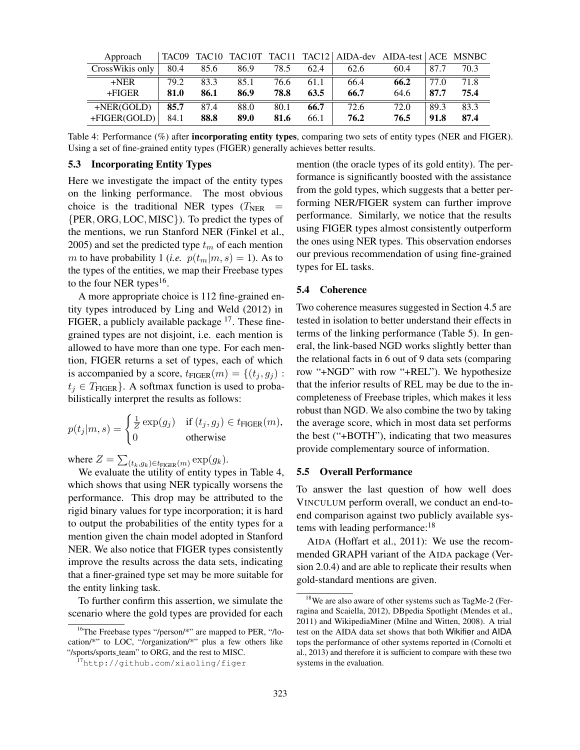| Approach | TAC09 | TAC10 | TAC10T | TAC11 | TAC12 | AIDA-dev | AIDA-test | ACE | MSNBC |
|---|---|---|---|---|---|---|---|---|---|
| CrossWikis only | 80.4 | 85.6 | 86.9 | 78.5 | 62.4 | 62.6 | 60.4 | 87.7 | 70.3 |
| +NER | 79.2 | 83.3 | 85.1 | 76.6 | 61.1 | 66.4 | **66.2** | 77.0 | 71.8 |
| +FIGER | **81.0** | **86.1** | **86.9** | **78.8** | **63.5** | **66.7** | 64.6 | **87.7** | **75.4** |
| +NER(GOLD) | **85.7** | 87.4 | 88.0 | 80.1 | **66.7** | 72.6 | 72.0 | 89.3 | 83.3 |
| +FIGER(GOLD) | 84.1 | **88.8** | **89.0** | **81.6** | 66.1 | **76.2** | **76.5** | **91.8** | **87.4** |

Table 4: Performance (%) after **incorporating entity types**, comparing two sets of entity types (NER and FIGER). Using a set of fine-grained entity types (FIGER) generally achieves better results.

### 5.3 Incorporating Entity Types

Here we investigate the impact of the entity types on the linking performance. The most obvious choice is the traditional NER types ($T_{\text{NER}} = \{\text{PER}, \text{ORG}, \text{LOC}, \text{MISC}\}$). To predict the types of the mentions, we run Stanford NER (Finkel et al., 2005) and set the predicted type $t_m$ of each mention $m$ to have probability 1 (*i.e.* $p(t_m|m, s) = 1$). As to the types of the entities, we map their Freebase types to the four NER types[16].

A more appropriate choice is 112 fine-grained entity types introduced by Ling and Weld (2012) in FIGER, a publicly available package [17]. These fine-grained types are not disjoint, i.e. each mention is allowed to have more than one type. For each mention, FIGER returns a set of types, each of which is accompanied by a score, $t_{\text{FIGER}}(m) = \{(t_j, g_j) : t_j \in T_{\text{FIGER}}\}$. A softmax function is used to probabilistically interpret the results as follows:

$$p(t_j|m, s) = \begin{cases} \frac{1}{Z}\exp(g_j) & \text{if } (t_j, g_j) \in t_{\text{FIGER}}(m), \\ 0 & \text{otherwise} \end{cases}$$

where $Z = \sum_{(t_k, g_k) \in t_{\text{FIGER}}(m)} \exp(g_k)$.

We evaluate the utility of entity types in Table 4, which shows that using NER typically worsens the performance. This drop may be attributed to the rigid binary values for type incorporation; it is hard to output the probabilities of the entity types for a mention given the chain model adopted in Stanford NER. We also notice that FIGER types consistently improve the results across the data sets, indicating that a finer-grained type set may be more suitable for the entity linking task.

To further confirm this assertion, we simulate the scenario where the gold types are provided for each mention (the oracle types of its gold entity). The performance is significantly boosted with the assistance from the gold types, which suggests that a better performing NER/FIGER system can further improve performance. Similarly, we notice that the results using FIGER types almost consistently outperform the ones using NER types. This observation endorses our previous recommendation of using fine-grained types for EL tasks.

### 5.4 Coherence

Two coherence measures suggested in Section 4.5 are tested in isolation to better understand their effects in terms of the linking performance (Table 5). In general, the link-based NGD works slightly better than the relational facts in 6 out of 9 data sets (comparing row "+NGD" with row "+REL"). We hypothesize that the inferior results of REL may be due to the incompleteness of Freebase triples, which makes it less robust than NGD. We also combine the two by taking the average score, which in most data set performs the best ("+BOTH"), indicating that two measures provide complementary source of information.

### 5.5 Overall Performance

To answer the last question of how well does VINCULUM perform overall, we conduct an end-to-end comparison against two publicly available systems with leading performance:[18]

AIDA (Hoffart et al., 2011): We use the recommended GRAPH variant of the AIDA package (Version 2.0.4) and are able to replicate their results when gold-standard mentions are given.

---

[16] The Freebase types "/person/*" are mapped to PER, "/location/*" to LOC, "/organization/*" plus a few others like "/sports/sports_team" to ORG, and the rest to MISC.

[17] http://github.com/xiaoling/figer

[18] We are also aware of other systems such as TagMe-2 (Ferragina and Scaiella, 2012), DBpedia Spotlight (Mendes et al., 2011) and WikipediaMiner (Milne and Witten, 2008). A trial test on the AIDA data set shows that both Wikifier and AIDA tops the performance of other systems reported in (Cornolti et al., 2013) and therefore it is sufficient to compare with these two systems in the evaluation.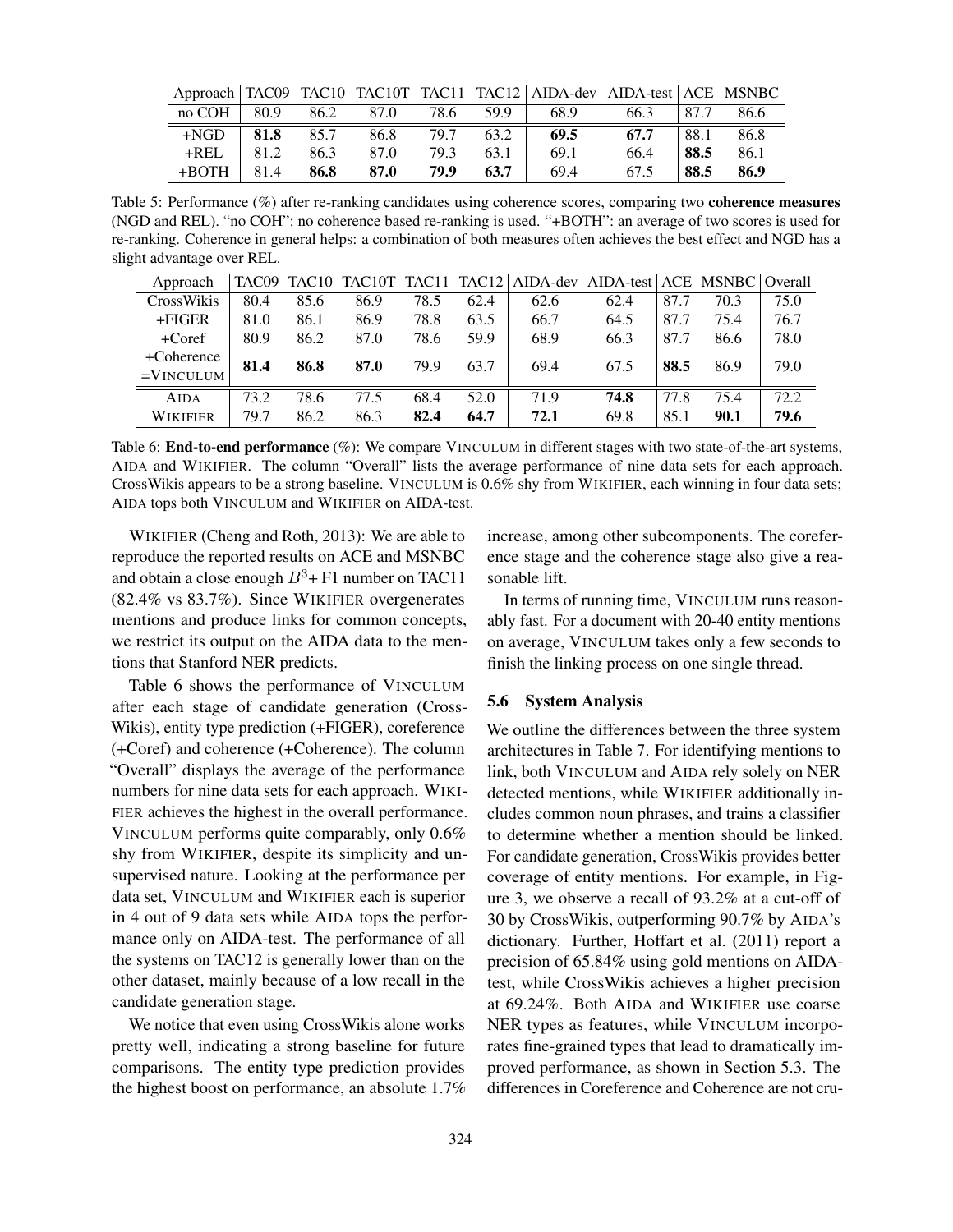| Approach | TAC09 | TAC10 | TAC10T | TAC11 | TAC12 | AIDA-dev | AIDA-test | ACE | MSNBC |
|---|---|---|---|---|---|---|---|---|---|
| no COH | 80.9 | 86.2 | 87.0 | 78.6 | 59.9 | 68.9 | 66.3 | 87.7 | 86.6 |
| +NGD | **81.8** | 85.7 | 86.8 | 79.7 | 63.2 | **69.5** | **67.7** | 88.1 | 86.8 |
| +REL | 81.2 | 86.3 | 87.0 | 79.3 | 63.1 | 69.1 | 66.4 | **88.5** | 86.1 |
| +BOTH | 81.4 | **86.8** | **87.0** | **79.9** | **63.7** | 69.4 | 67.5 | **88.5** | **86.9** |

Table 5: Performance (%) after re-ranking candidates using coherence scores, comparing two **coherence measures** (NGD and REL). "no COH": no coherence based re-ranking is used. "+BOTH": an average of two scores is used for re-ranking. Coherence in general helps: a combination of both measures often achieves the best effect and NGD has a slight advantage over REL.

| Approach | TAC09 | TAC10 | TAC10T | TAC11 | TAC12 | AIDA-dev | AIDA-test | ACE | MSNBC | Overall |
|---|---|---|---|---|---|---|---|---|---|---|
| CrossWikis | 80.4 | 85.6 | 86.9 | 78.5 | 62.4 | 62.6 | 62.4 | 87.7 | 70.3 | 75.0 |
| +FIGER | 81.0 | 86.1 | 86.9 | 78.8 | 63.5 | 66.7 | 64.5 | 87.7 | 75.4 | 76.7 |
| +Coref | 80.9 | 86.2 | 87.0 | 78.6 | 59.9 | 68.9 | 66.3 | 87.7 | 86.6 | 78.0 |
| +Coherence =VINCULUM | **81.4** | **86.8** | **87.0** | 79.9 | 63.7 | 69.4 | 67.5 | **88.5** | 86.9 | 79.0 |
| AIDA | 73.2 | 78.6 | 77.5 | 68.4 | 52.0 | 71.9 | **74.8** | 77.8 | 75.4 | 72.2 |
| WIKIFIER | 79.7 | 86.2 | 86.3 | **82.4** | **64.7** | **72.1** | 69.8 | 85.1 | **90.1** | **79.6** |

Table 6: **End-to-end performance** (%): We compare VINCULUM in different stages with two state-of-the-art systems, AIDA and WIKIFIER. The column "Overall" lists the average performance of nine data sets for each approach. CrossWikis appears to be a strong baseline. VINCULUM is 0.6% shy from WIKIFIER, each winning in four data sets; AIDA tops both VINCULUM and WIKIFIER on AIDA-test.

WIKIFIER (Cheng and Roth, 2013): We are able to reproduce the reported results on ACE and MSNBC and obtain a close enough $B^3$+ F1 number on TAC11 (82.4% vs 83.7%). Since WIKIFIER overgenerates mentions and produce links for common concepts, we restrict its output on the AIDA data to the mentions that Stanford NER predicts.

Table 6 shows the performance of VINCULUM after each stage of candidate generation (CrossWikis), entity type prediction (+FIGER), coreference (+Coref) and coherence (+Coherence). The column "Overall" displays the average of the performance numbers for nine data sets for each approach. WIKIFIER achieves the highest in the overall performance. VINCULUM performs quite comparably, only 0.6% shy from WIKIFIER, despite its simplicity and unsupervised nature. Looking at the performance per data set, VINCULUM and WIKIFIER each is superior in 4 out of 9 data sets while AIDA tops the performance only on AIDA-test. The performance of all the systems on TAC12 is generally lower than on the other dataset, mainly because of a low recall in the candidate generation stage.

We notice that even using CrossWikis alone works pretty well, indicating a strong baseline for future comparisons. The entity type prediction provides the highest boost on performance, an absolute 1.7% increase, among other subcomponents. The coreference stage and the coherence stage also give a reasonable lift.

In terms of running time, VINCULUM runs reasonably fast. For a document with 20-40 entity mentions on average, VINCULUM takes only a few seconds to finish the linking process on one single thread.

### 5.6 System Analysis

We outline the differences between the three system architectures in Table 7. For identifying mentions to link, both VINCULUM and AIDA rely solely on NER detected mentions, while WIKIFIER additionally includes common noun phrases, and trains a classifier to determine whether a mention should be linked. For candidate generation, CrossWikis provides better coverage of entity mentions. For example, in Figure 3, we observe a recall of 93.2% at a cut-off of 30 by CrossWikis, outperforming 90.7% by AIDA's dictionary. Further, Hoffart et al. (2011) report a precision of 65.84% using gold mentions on AIDA-test, while CrossWikis achieves a higher precision at 69.24%. Both AIDA and WIKIFIER use coarse NER types as features, while VINCULUM incorporates fine-grained types that lead to dramatically improved performance, as shown in Section 5.3. The differences in Coreference and Coherence are not cru-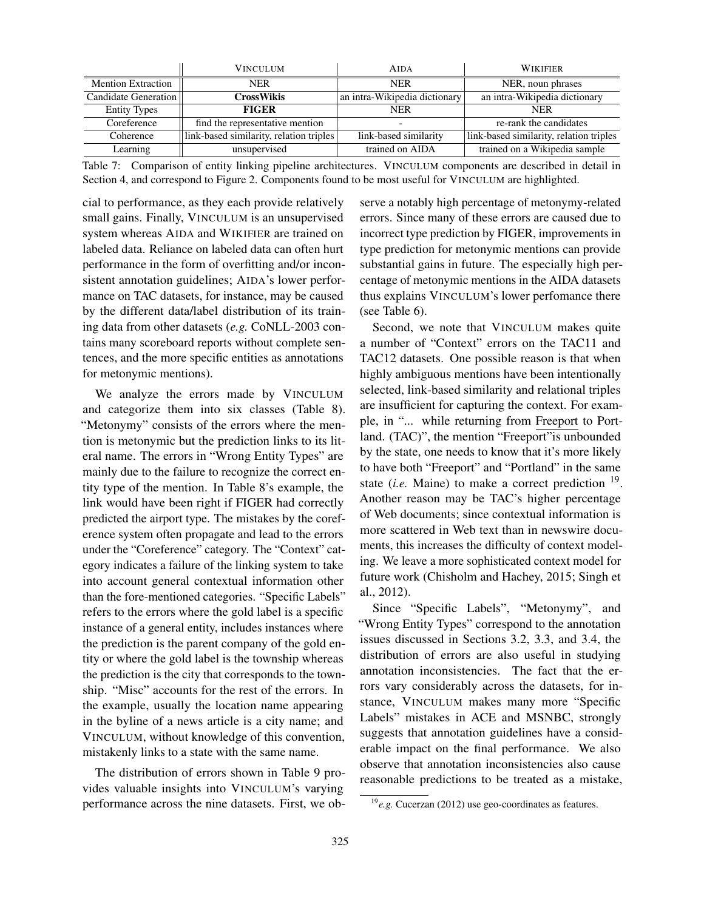| | VINCULUM | AIDA | WIKIFIER |
|---|---|---|---|
| Mention Extraction | NER | NER | NER, noun phrases |
| Candidate Generation | **CrossWikis** | an intra-Wikipedia dictionary | an intra-Wikipedia dictionary |
| Entity Types | **FIGER** | NER | NER |
| Coreference | find the representative mention | - | re-rank the candidates |
| Coherence | link-based similarity, relation triples | link-based similarity | link-based similarity, relation triples |
| Learning | unsupervised | trained on AIDA | trained on a Wikipedia sample |

Table 7: Comparison of entity linking pipeline architectures. VINCULUM components are described in detail in Section 4, and correspond to Figure 2. Components found to be most useful for VINCULUM are highlighted.

cial to performance, as they each provide relatively small gains. Finally, VINCULUM is an unsupervised system whereas AIDA and WIKIFIER are trained on labeled data. Reliance on labeled data can often hurt performance in the form of overfitting and/or inconsistent annotation guidelines; AIDA's lower performance on TAC datasets, for instance, may be caused by the different data/label distribution of its training data from other datasets (*e.g.* CoNLL-2003 contains many scoreboard reports without complete sentences, and the more specific entities as annotations for metonymic mentions).

We analyze the errors made by VINCULUM and categorize them into six classes (Table 8). "Metonymy" consists of the errors where the mention is metonymic but the prediction links to its literal name. The errors in "Wrong Entity Types" are mainly due to the failure to recognize the correct entity type of the mention. In Table 8's example, the link would have been right if FIGER had correctly predicted the airport type. The mistakes by the coreference system often propagate and lead to the errors under the "Coreference" category. The "Context" category indicates a failure of the linking system to take into account general contextual information other than the fore-mentioned categories. "Specific Labels" refers to the errors where the gold label is a specific instance of a general entity, includes instances where the prediction is the parent company of the gold entity or where the gold label is the township whereas the prediction is the city that corresponds to the township. "Misc" accounts for the rest of the errors. In the example, usually the location name appearing in the byline of a news article is a city name; and VINCULUM, without knowledge of this convention, mistakenly links to a state with the same name.

The distribution of errors shown in Table 9 provides valuable insights into VINCULUM's varying performance across the nine datasets. First, we observe a notably high percentage of metonymy-related errors. Since many of these errors are caused due to incorrect type prediction by FIGER, improvements in type prediction for metonymic mentions can provide substantial gains in future. The especially high percentage of metonymic mentions in the AIDA datasets thus explains VINCULUM's lower perfomance there (see Table 6).

Second, we note that VINCULUM makes quite a number of "Context" errors on the TAC11 and TAC12 datasets. One possible reason is that when highly ambiguous mentions have been intentionally selected, link-based similarity and relational triples are insufficient for capturing the context. For example, in "... while returning from Freeport to Portland. (TAC)", the mention "Freeport"is unbounded by the state, one needs to know that it's more likely to have both "Freeport" and "Portland" in the same state (*i.e.* Maine) to make a correct prediction [19]. Another reason may be TAC's higher percentage of Web documents; since contextual information is more scattered in Web text than in newswire documents, this increases the difficulty of context modeling. We leave a more sophisticated context model for future work (Chisholm and Hachey, 2015; Singh et al., 2012).

Since "Specific Labels", "Metonymy", and "Wrong Entity Types" correspond to the annotation issues discussed in Sections 3.2, 3.3, and 3.4, the distribution of errors are also useful in studying annotation inconsistencies. The fact that the errors vary considerably across the datasets, for instance, VINCULUM makes many more "Specific Labels" mistakes in ACE and MSNBC, strongly suggests that annotation guidelines have a considerable impact on the final performance. We also observe that annotation inconsistencies also cause reasonable predictions to be treated as a mistake,

[19] *e.g.* Cucerzan (2012) use geo-coordinates as features.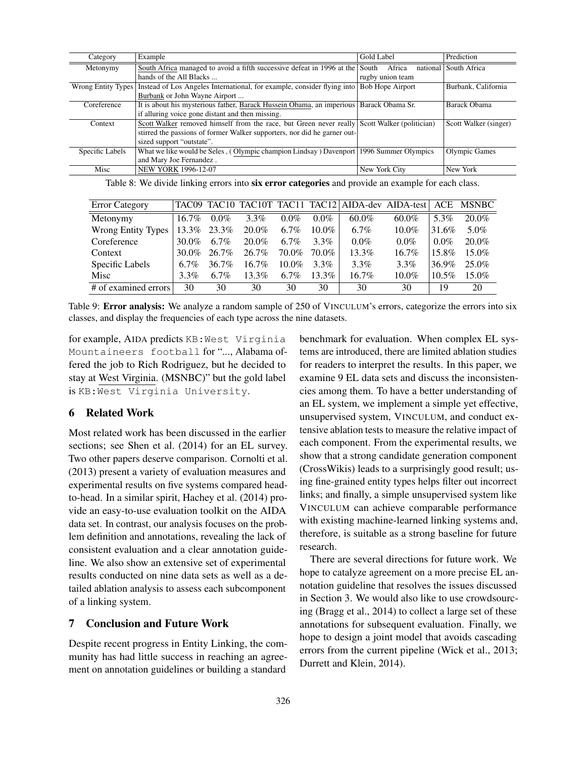| Category | Example | Gold Label | Prediction |
|---|---|---|---|
| Metonymy | South Africa managed to avoid a fifth successive defeat in 1996 at the hands of the All Blacks ... | South Africa national rugby union team | South Africa |
| Wrong Entity Types | Instead of Los Angeles International, for example, consider flying into Burbank or John Wayne Airport ... | Bob Hope Airport | Burbank, California |
| Coreference | It is about his mysterious father, Barack Hussein Obama, an imperious if alluring voice gone distant and then missing. | Barack Obama Sr. | Barack Obama |
| Context | Scott Walker removed himself from the race, but Green never really stirred the passions of former Walker supporters, nor did he garner outsized support "outstate". | Scott Walker (politician) | Scott Walker (singer) |
| Specific Labels | What we like would be Seles , ( Olympic champion Lindsay ) Davenport and Mary Joe Fernandez . | 1996 Summer Olympics | Olympic Games |
| Misc | NEW YORK 1996-12-07 | New York City | New York |

Table 8: We divide linking errors into **six error categories** and provide an example for each class.

| Error Category | TAC09 | TAC10 | TAC10T | TAC11 | TAC12 | AIDA-dev | AIDA-test | ACE | MSNBC |
|---|---|---|---|---|---|---|---|---|---|
| Metonymy | 16.7% | 0.0% | 3.3% | 0.0% | 0.0% | 60.0% | 60.0% | 5.3% | 20.0% |
| Wrong Entity Types | 13.3% | 23.3% | 20.0% | 6.7% | 10.0% | 6.7% | 10.0% | 31.6% | 5.0% |
| Coreference | 30.0% | 6.7% | 20.0% | 6.7% | 3.3% | 0.0% | 0.0% | 0.0% | 20.0% |
| Context | 30.0% | 26.7% | 26.7% | 70.0% | 70.0% | 13.3% | 16.7% | 15.8% | 15.0% |
| Specific Labels | 6.7% | 36.7% | 16.7% | 10.0% | 3.3% | 3.3% | 3.3% | 36.9% | 25.0% |
| Misc | 3.3% | 6.7% | 13.3% | 6.7% | 13.3% | 16.7% | 10.0% | 10.5% | 15.0% |
| # of examined errors | 30 | 30 | 30 | 30 | 30 | 30 | 30 | 19 | 20 |

Table 9: **Error analysis:** We analyze a random sample of 250 of VINCULUM's errors, categorize the errors into six classes, and display the frequencies of each type across the nine datasets.

for example, AIDA predicts `KB:West Virginia Mountaineers football` for "..., Alabama offered the job to Rich Rodriguez, but he decided to stay at West Virginia. (MSNBC)" but the gold label is `KB:West Virginia University`.

## 6 Related Work

Most related work has been discussed in the earlier sections; see Shen et al. (2014) for an EL survey. Two other papers deserve comparison. Cornolti et al. (2013) present a variety of evaluation measures and experimental results on five systems compared head-to-head. In a similar spirit, Hachey et al. (2014) provide an easy-to-use evaluation toolkit on the AIDA data set. In contrast, our analysis focuses on the problem definition and annotations, revealing the lack of consistent evaluation and a clear annotation guideline. We also show an extensive set of experimental results conducted on nine data sets as well as a detailed ablation analysis to assess each subcomponent of a linking system.

## 7 Conclusion and Future Work

Despite recent progress in Entity Linking, the community has had little success in reaching an agreement on annotation guidelines or building a standard benchmark for evaluation. When complex EL systems are introduced, there are limited ablation studies for readers to interpret the results. In this paper, we examine 9 EL data sets and discuss the inconsistencies among them. To have a better understanding of an EL system, we implement a simple yet effective, unsupervised system, VINCULUM, and conduct extensive ablation tests to measure the relative impact of each component. From the experimental results, we show that a strong candidate generation component (CrossWikis) leads to a surprisingly good result; using fine-grained entity types helps filter out incorrect links; and finally, a simple unsupervised system like VINCULUM can achieve comparable performance with existing machine-learned linking systems and, therefore, is suitable as a strong baseline for future research.

There are several directions for future work. We hope to catalyze agreement on a more precise EL annotation guideline that resolves the issues discussed in Section 3. We would also like to use crowdsourcing (Bragg et al., 2014) to collect a large set of these annotations for subsequent evaluation. Finally, we hope to design a joint model that avoids cascading errors from the current pipeline (Wick et al., 2013; Durrett and Klein, 2014).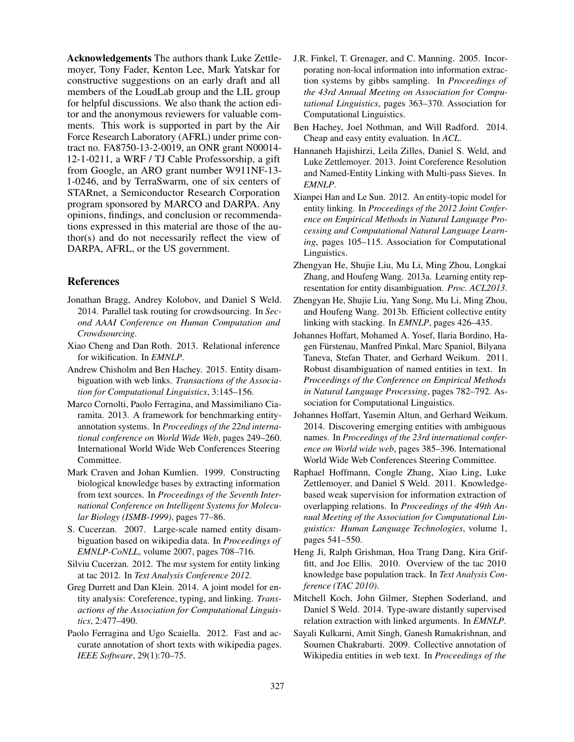**Acknowledgements** The authors thank Luke Zettlemoyer, Tony Fader, Kenton Lee, Mark Yatskar for constructive suggestions on an early draft and all members of the LoudLab group and the LIL group for helpful discussions. We also thank the action editor and the anonymous reviewers for valuable comments. This work is supported in part by the Air Force Research Laboratory (AFRL) under prime contract no. FA8750-13-2-0019, an ONR grant N00014-12-1-0211, a WRF / TJ Cable Professorship, a gift from Google, an ARO grant number W911NF-13-1-0246, and by TerraSwarm, one of six centers of STARnet, a Semiconductor Research Corporation program sponsored by MARCO and DARPA. Any opinions, findings, and conclusion or recommendations expressed in this material are those of the author(s) and do not necessarily reflect the view of DARPA, AFRL, or the US government.

## References

Jonathan Bragg, Andrey Kolobov, and Daniel S Weld. 2014. Parallel task routing for crowdsourcing. In *Second AAAI Conference on Human Computation and Crowdsourcing*.

Xiao Cheng and Dan Roth. 2013. Relational inference for wikification. In *EMNLP*.

Andrew Chisholm and Ben Hachey. 2015. Entity disambiguation with web links. *Transactions of the Association for Computational Linguistics*, 3:145–156.

Marco Cornolti, Paolo Ferragina, and Massimiliano Ciaramita. 2013. A framework for benchmarking entity-annotation systems. In *Proceedings of the 22nd international conference on World Wide Web*, pages 249–260. International World Wide Web Conferences Steering Committee.

Mark Craven and Johan Kumlien. 1999. Constructing biological knowledge bases by extracting information from text sources. In *Proceedings of the Seventh International Conference on Intelligent Systems for Molecular Biology (ISMB-1999)*, pages 77–86.

S. Cucerzan. 2007. Large-scale named entity disambiguation based on wikipedia data. In *Proceedings of EMNLP-CoNLL*, volume 2007, pages 708–716.

Silviu Cucerzan. 2012. The msr system for entity linking at tac 2012. In *Text Analysis Conference 2012*.

Greg Durrett and Dan Klein. 2014. A joint model for entity analysis: Coreference, typing, and linking. *Transactions of the Association for Computational Linguistics*, 2:477–490.

Paolo Ferragina and Ugo Scaiella. 2012. Fast and accurate annotation of short texts with wikipedia pages. *IEEE Software*, 29(1):70–75.

J.R. Finkel, T. Grenager, and C. Manning. 2005. Incorporating non-local information into information extraction systems by gibbs sampling. In *Proceedings of the 43rd Annual Meeting on Association for Computational Linguistics*, pages 363–370. Association for Computational Linguistics.

Ben Hachey, Joel Nothman, and Will Radford. 2014. Cheap and easy entity evaluation. In *ACL*.

Hannaneh Hajishirzi, Leila Zilles, Daniel S. Weld, and Luke Zettlemoyer. 2013. Joint Coreference Resolution and Named-Entity Linking with Multi-pass Sieves. In *EMNLP*.

Xianpei Han and Le Sun. 2012. An entity-topic model for entity linking. In *Proceedings of the 2012 Joint Conference on Empirical Methods in Natural Language Processing and Computational Natural Language Learning*, pages 105–115. Association for Computational Linguistics.

Zhengyan He, Shujie Liu, Mu Li, Ming Zhou, Longkai Zhang, and Houfeng Wang. 2013a. Learning entity representation for entity disambiguation. *Proc. ACL2013*.

Zhengyan He, Shujie Liu, Yang Song, Mu Li, Ming Zhou, and Houfeng Wang. 2013b. Efficient collective entity linking with stacking. In *EMNLP*, pages 426–435.

Johannes Hoffart, Mohamed A. Yosef, Ilaria Bordino, Hagen Fürstenau, Manfred Pinkal, Marc Spaniol, Bilyana Taneva, Stefan Thater, and Gerhard Weikum. 2011. Robust disambiguation of named entities in text. In *Proceedings of the Conference on Empirical Methods in Natural Language Processing*, pages 782–792. Association for Computational Linguistics.

Johannes Hoffart, Yasemin Altun, and Gerhard Weikum. 2014. Discovering emerging entities with ambiguous names. In *Proceedings of the 23rd international conference on World wide web*, pages 385–396. International World Wide Web Conferences Steering Committee.

Raphael Hoffmann, Congle Zhang, Xiao Ling, Luke Zettlemoyer, and Daniel S Weld. 2011. Knowledge-based weak supervision for information extraction of overlapping relations. In *Proceedings of the 49th Annual Meeting of the Association for Computational Linguistics: Human Language Technologies*, volume 1, pages 541–550.

Heng Ji, Ralph Grishman, Hoa Trang Dang, Kira Griffitt, and Joe Ellis. 2010. Overview of the tac 2010 knowledge base population track. In *Text Analysis Conference (TAC 2010)*.

Mitchell Koch, John Gilmer, Stephen Soderland, and Daniel S Weld. 2014. Type-aware distantly supervised relation extraction with linked arguments. In *EMNLP*.

Sayali Kulkarni, Amit Singh, Ganesh Ramakrishnan, and Soumen Chakrabarti. 2009. Collective annotation of Wikipedia entities in web text. In *Proceedings of the*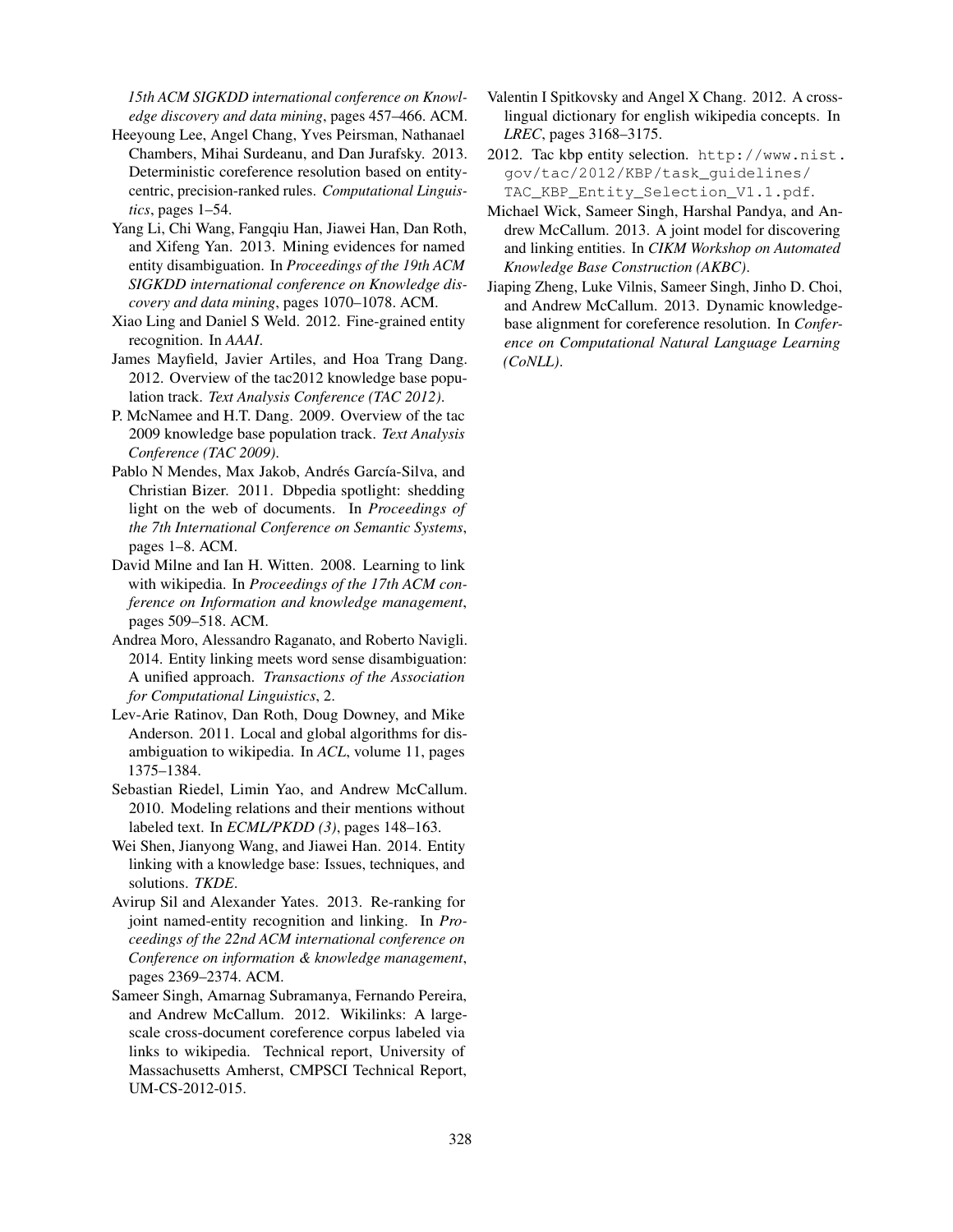15th ACM SIGKDD international conference on Knowledge discovery and data mining*, pages 457–466. ACM.

Heeyoung Lee, Angel Chang, Yves Peirsman, Nathanael Chambers, Mihai Surdeanu, and Dan Jurafsky. 2013. Deterministic coreference resolution based on entity-centric, precision-ranked rules. *Computational Linguistics*, pages 1–54.

Yang Li, Chi Wang, Fangqiu Han, Jiawei Han, Dan Roth, and Xifeng Yan. 2013. Mining evidences for named entity disambiguation. In *Proceedings of the 19th ACM SIGKDD international conference on Knowledge discovery and data mining*, pages 1070–1078. ACM.

Xiao Ling and Daniel S Weld. 2012. Fine-grained entity recognition. In *AAAI*.

James Mayfield, Javier Artiles, and Hoa Trang Dang. 2012. Overview of the tac2012 knowledge base population track. *Text Analysis Conference (TAC 2012)*.

P. McNamee and H.T. Dang. 2009. Overview of the tac 2009 knowledge base population track. *Text Analysis Conference (TAC 2009)*.

Pablo N Mendes, Max Jakob, Andrés García-Silva, and Christian Bizer. 2011. Dbpedia spotlight: shedding light on the web of documents. In *Proceedings of the 7th International Conference on Semantic Systems*, pages 1–8. ACM.

David Milne and Ian H. Witten. 2008. Learning to link with wikipedia. In *Proceedings of the 17th ACM conference on Information and knowledge management*, pages 509–518. ACM.

Andrea Moro, Alessandro Raganato, and Roberto Navigli. 2014. Entity linking meets word sense disambiguation: A unified approach. *Transactions of the Association for Computational Linguistics*, 2.

Lev-Arie Ratinov, Dan Roth, Doug Downey, and Mike Anderson. 2011. Local and global algorithms for disambiguation to wikipedia. In *ACL*, volume 11, pages 1375–1384.

Sebastian Riedel, Limin Yao, and Andrew McCallum. 2010. Modeling relations and their mentions without labeled text. In *ECML/PKDD (3)*, pages 148–163.

Wei Shen, Jianyong Wang, and Jiawei Han. 2014. Entity linking with a knowledge base: Issues, techniques, and solutions. *TKDE*.

Avirup Sil and Alexander Yates. 2013. Re-ranking for joint named-entity recognition and linking. In *Proceedings of the 22nd ACM international conference on Conference on information & knowledge management*, pages 2369–2374. ACM.

Sameer Singh, Amarnag Subramanya, Fernando Pereira, and Andrew McCallum. 2012. Wikilinks: A large-scale cross-document coreference corpus labeled via links to wikipedia. Technical report, University of Massachusetts Amherst, CMPSCI Technical Report, UM-CS-2012-015.

Valentin I Spitkovsky and Angel X Chang. 2012. A cross-lingual dictionary for english wikipedia concepts. In *LREC*, pages 3168–3175.

2012. Tac kbp entity selection. `http://www.nist.gov/tac/2012/KBP/task_guidelines/TAC_KBP_Entity_Selection_V1.1.pdf`.

Michael Wick, Sameer Singh, Harshal Pandya, and Andrew McCallum. 2013. A joint model for discovering and linking entities. In *CIKM Workshop on Automated Knowledge Base Construction (AKBC)*.

Jiaping Zheng, Luke Vilnis, Sameer Singh, Jinho D. Choi, and Andrew McCallum. 2013. Dynamic knowledge-base alignment for coreference resolution. In *Conference on Computational Natural Language Learning (CoNLL)*.